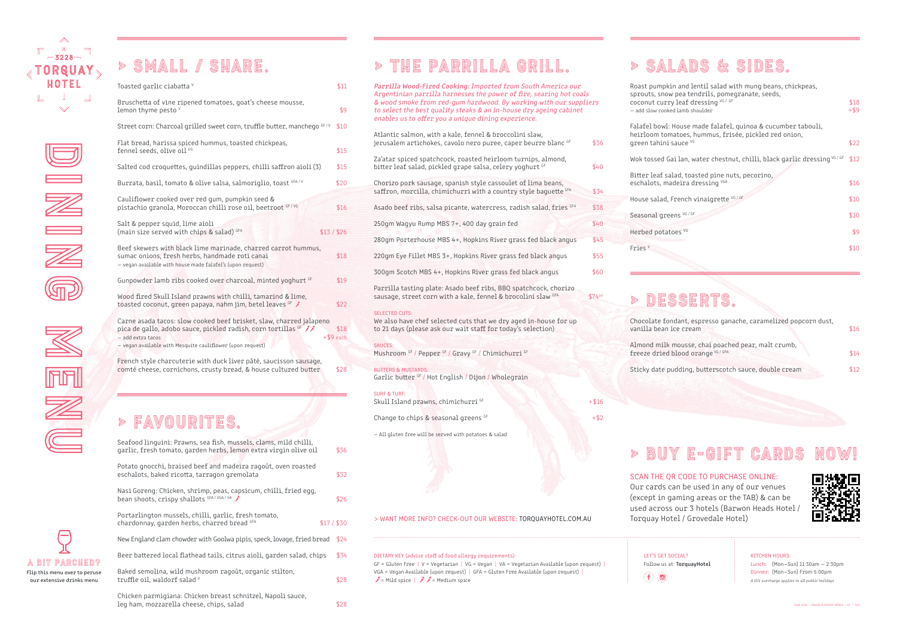3228 TORQUAY HOTEL

DINING MENU

## SMALL / SHARE.

Toasted garlic ciabatta V — $11

Bruschetta of vine ripened tomatoes, goat's cheese mousse, lemon thyme pesto V — $9

Street corn: Charcoal grilled sweet corn, truffle butter, manchego GF / V — $10

Flat bread, harissa spiced hummus, toasted chickpeas, fennel seeds, olive oil VG — $15

Salted cod croquettes, guindillas peppers, chilli saffron aioli (3) — $15

Burrata, basil, tomato & olive salsa, salmoriglio, toast GFA / V — $20

Cauliflower cooked over red gum, pumpkin seed & pistachio granola, Moroccan chilli rose oil, beetroot GF / VG — $16

Salt & pepper squid, lime aioli (main size served with chips & salad) GFA — $13 / $26

Beef skewers with black lime marinade, charred carrot hummus, sumac onions, fresh herbs, handmade roti canai — $18
– vegan available with house made falafel's (upon request)

Gunpowder lamb ribs cooked over charcoal, minted yoghurt GF — $19

Wood fired Skull Island prawns with chilli, tamarind & lime, toasted coconut, green papaya, nahm jim, betel leaves GF 🌶 — $22

Carne asada tacos: slow cooked beef brisket, slaw, charred jalapeno pica de gallo, adobo sauce, pickled radish, corn tortillas GF 🌶🌶 — $18
– add extra tacos — +$9 each
– vegan available with Mesquite cauliflower (upon request)

French style charcuterie with duck liver pâté, saucisson sausage, comté cheese, cornichons, crusty bread, & house cultured butter — $28

## FAVOURITES.

Seafood linguini: Prawns, sea fish, mussels, clams, mild chilli, garlic, fresh tomato, garden herbs, lemon extra virgin olive oil — $36

Potato gnocchi, braised beef and madeira ragoût, oven roasted eschalots, baked ricotta, tarragon gremolata — $32

Nasi Goreng: Chicken, shrimp, peas, capsicum, chilli, fried egg, bean shoots, crispy shallots GFA / VGA / VA 🌶 — $26

Portarlington mussels, chilli, garlic, fresh tomato, chardonnay, garden herbs, charred bread GFA — $17 / $30

New England clam chowder with Goolwa pipis, speck, lovage, fried bread — $24

Beer battered local flathead tails, citrus aioli, garden salad, chips — $34

Baked semolina, wild mushroom ragoût, organic stilton, truffle oil, waldorf salad V — $28

Chicken parmigiana: Chicken breast schnitzel, Napoli sauce, leg ham, mozzarella cheese, chips, salad — $28

## THE PARRILLA GRILL.

*Parrilla Wood-Fired Cooking: Imported from South America our Argentinian parrilla harnesses the power of fire, searing hot coals & wood smoke from red-gum hardwood. By working with our suppliers to select the best quality steaks & an in-house dry ageing cabinet enables us to offer you a unique dining experience.*

Atlantic salmon, with a kale, fennel & broccolini slaw, jerusalem artichokes, cavolo nero puree, caper beurre blanc GF — $36

Za'atar spiced spatchcock, roasted heirloom turnips, almond, bitter leaf salad, pickled grape salsa, celery yoghurt GF — $40

Chorizo pork sausage, spanish style cassoulet of lima beans, saffron, morcilla, chimichurri with a country style baguette GFA — $34

Asado beef ribs, salsa picante, watercress, radish salad, fries GFA — $38

250gm Wagyu Rump MBS 7+, 400 day grain fed — $40

280gm Porterhouse MBS 4+, Hopkins River grass fed black angus — $45

220gm Eye Fillet MBS 3+, Hopkins River grass fed black angus — $55

300gm Scotch MBS 4+, Hopkins River grass fed black angus — $60

Parrilla tasting plate: Asado beef ribs, BBQ spatchcock, chorizo sausage, street corn with a kale, fennel & brocolini slaw GFA — $74pp

SELECTED CUTS:
We also have chef selected cuts that we dry aged in-house for up to 21 days (please ask our wait staff for today's selection)

SAUCES:
Mushroom GF / Pepper GF / Gravy GF / Chimichurri GF

BUTTERS & MUSTARDS:
Garlic butter GF / Hot English / Dijon / Wholegrain

SURF & TURF:
Skull Island prawns, chimichurri GF — +$16

Change to chips & seasonal greens GF — +$2

– All gluten free will be served with potatoes & salad

> WANT MORE INFO? CHECK-OUT OUR WEBSITE: TORQUAYHOTEL.COM.AU

## SALADS & SIDES.

Roast pumpkin and lentil salad with mung beans, chickpeas, sprouts, snow pea tendrils, pomegranate, seeds, coconut curry leaf dressing VG / GF — $18
– add slow cooked lamb shoulder — +$9

Falafel bowl: House made falafel, quinoa & cucumber tabouli, heirloom tomatoes, hummus, frisée, pickled red onion, green tahini sauce VG — $22

Wok tossed Gai lan, water chestnut, chilli, black garlic dressing VG / GF — $12

Bitter leaf salad, toasted pine nuts, pecorino, eschalots, madeira dressing VGA — $16

House salad, French vinaigrette VG / GF — $10

Seasonal greens VG / GF — $10

Herbed potatoes VG — $9

Fries V — $10

## DESSERTS.

Chocolate fondant, espresso ganache, caramelized popcorn dust, vanilla bean ice cream — $16

Almond milk mousse, chai poached pear, malt crumb, freeze dried blood orange VG / GFA — $14

Sticky date pudding, butterscotch sauce, double cream — $12

## BUY E-GIFT CARDS NOW!

SCAN THE QR CODE TO PURCHASE ONLINE:
Our cards can be used in any of our venues (except in gaming areas or the TAB) & can be used across our 3 hotels (Barwon Heads Hotel / Torquay Hotel / Grovedale Hotel)

A BIT PARCHED?
Flip this menu over to peruse our extensive drinks menu

DIETARY KEY (advise staff of food allergy requirements):
GF = Gluten Free | V = Vegetarian | VG = Vegan | VA = Vegetarian Available (upon request) | VGA = Vegan Available (upon request) | GFA = Gluten Free Available (upon request) | 🌶 = Mild spice | 🌶🌶 = Medium spice

LET'S GET SOCIAL?
Follow us at: **TorquayHotel**

KITCHEN HOURS:
Lunch: (Mon—Sun) 11:30am — 2:30pm
Dinner: (Mon—Sun) From 5:00pm
*A 15% surcharge applies to all public holidays*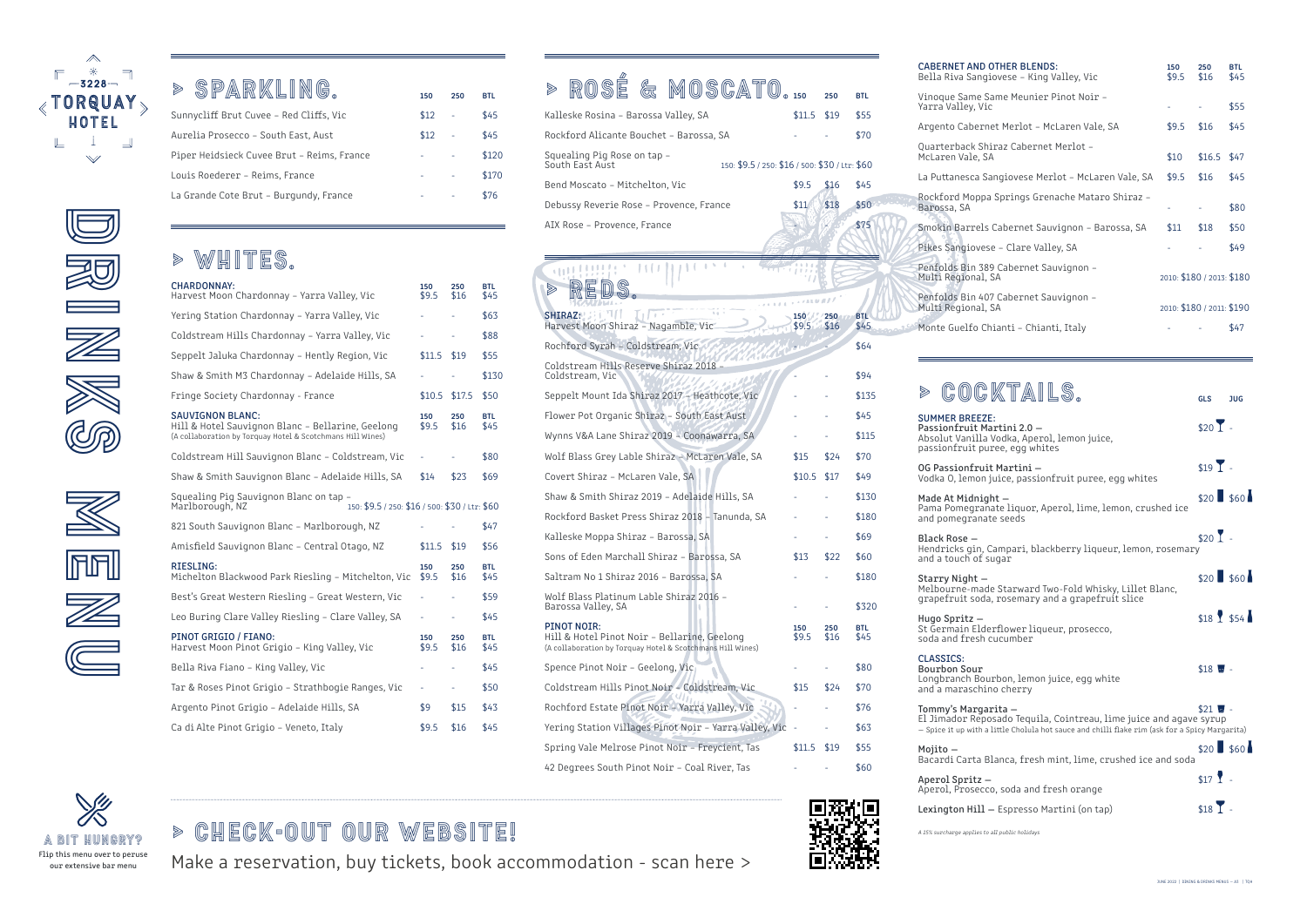3228 TORQUAY HOTEL

# DRINKS MENU

## SPARKLING.

| | 150 | 250 | BTL |
|---|---|---|---|
| Sunnycliff Brut Cuvee – Red Cliffs, Vic | $12 | - | $45 |
| Aurelia Prosecco – South East, Aust | $12 | - | $45 |
| Piper Heidsieck Cuvee Brut – Reims, France | - | - | $120 |
| Louis Roederer – Reims, France | - | - | $170 |
| La Grande Cote Brut – Burgundy, France | - | - | $76 |

## WHITES.

| | 150 | 250 | BTL |
|---|---|---|---|
| **CHARDONNAY:** | | | |
| Harvest Moon Chardonnay – Yarra Valley, Vic | $9.5 | $16 | $45 |
| Yering Station Chardonnay – Yarra Valley, Vic | - | - | $63 |
| Coldstream Hills Chardonnay – Yarra Valley, Vic | - | - | $88 |
| Seppelt Jaluka Chardonnay – Hently Region, Vic | $11.5 | $19 | $55 |
| Shaw & Smith M3 Chardonnay – Adelaide Hills, SA | - | - | $130 |
| Fringe Society Chardonnay - France | $10.5 | $17.5 | $50 |
| **SAUVIGNON BLANC:** | 150 | 250 | BTL |
| Hill & Hotel Sauvignon Blanc – Bellarine, Geelong (A collaboration by Torquay Hotel & Scotchmans Hill Wines) | $9.5 | $16 | $45 |
| Coldstream Hill Sauvignon Blanc – Coldstream, Vic | - | - | $80 |
| Shaw & Smith Sauvignon Blanc – Adelaide Hills, SA | $14 | $23 | $69 |
| Squealing Pig Sauvignon Blanc on tap – Marlborough, NZ — 150: $9.5 / 250: $16 / 500: $30 / Ltr: $60 | | | |
| 821 South Sauvignon Blanc – Marlborough, NZ | - | - | $47 |
| Amisfield Sauvignon Blanc – Central Otago, NZ | $11.5 | $19 | $56 |
| **RIESLING:** | 150 | 250 | BTL |
| Michelton Blackwood Park Riesling – Mitchelton, Vic | $9.5 | $16 | $45 |
| Best's Great Western Riesling – Great Western, Vic | - | - | $59 |
| Leo Buring Clare Valley Riesling – Clare Valley, SA | - | - | $45 |
| **PINOT GRIGIO / FIANO:** | 150 | 250 | BTL |
| Harvest Moon Pinot Grigio – King Valley, Vic | $9.5 | $16 | $45 |
| Bella Riva Fiano – King Valley, Vic | - | - | $45 |
| Tar & Roses Pinot Grigio – Strathbogie Ranges, Vic | - | - | $50 |
| Argento Pinot Grigio – Adelaide Hills, SA | $9 | $15 | $43 |
| Ca di Alte Pinot Grigio – Veneto, Italy | $9.5 | $16 | $45 |

## ROSÉ & MOSCATO.

| | 150 | 250 | BTL |
|---|---|---|---|
| Kalleske Rosina – Barossa Valley, SA | $11.5 | $19 | $55 |
| Rockford Alicante Bouchet – Barossa, SA | - | - | $70 |
| Squealing Pig Rose on tap – South East Aust — 150: $9.5 / 250: $16 / 500: $30 / Ltr: $60 | | | |
| Bend Moscato – Mitchelton, Vic | $9.5 | $16 | $45 |
| Debussy Reverie Rose – Provence, France | $11 | $18 | $50 |
| AIX Rose – Provence, France | - | - | $75 |

## REDS.

| | 150 | 250 | BTL |
|---|---|---|---|
| **SHIRAZ:** | | | |
| Harvest Moon Shiraz – Nagamble, Vic | $9.5 | $16 | $45 |
| Rochford Syrah – Coldstream, Vic | - | - | $64 |
| Coldstream Hills Reserve Shiraz 2018 – Coldstream, Vic | - | - | $94 |
| Seppelt Mount Ida Shiraz 2017 – Heathcote, Vic | - | - | $135 |
| Flower Pot Organic Shiraz – South East Aust | - | - | $45 |
| Wynns V&A Lane Shiraz 2019 – Coonawarra, SA | - | - | $115 |
| Wolf Blass Grey Lable Shiraz – McLaren Vale, SA | $15 | $24 | $70 |
| Covert Shiraz – McLaren Vale, SA | $10.5 | $17 | $49 |
| Shaw & Smith Shiraz 2019 – Adelaide Hills, SA | - | - | $130 |
| Rockford Basket Press Shiraz 2018 – Tanunda, SA | - | - | $180 |
| Kalleske Moppa Shiraz – Barossa, SA | - | - | $69 |
| Sons of Eden Marchall Shiraz – Barossa, SA | $13 | $22 | $60 |
| Saltram No 1 Shiraz 2016 – Barossa, SA | - | - | $180 |
| Wolf Blass Platinum Lable Shiraz 2016 – Barossa Valley, SA | - | - | $320 |
| **PINOT NOIR:** | 150 | 250 | BTL |
| Hill & Hotel Pinot Noir – Bellarine, Geelong (A collaboration by Torquay Hotel & Scotchmans Hill Wines) | $9.5 | $16 | $45 |
| Spence Pinot Noir – Geelong, Vic | - | - | $80 |
| Coldstream Hills Pinot Noir – Coldstream, Vic | $15 | $24 | $70 |
| Rochford Estate Pinot Noir – Yarra Valley, Vic | - | - | $76 |
| Yering Station Villages Pinot Noir – Yarra Valley, Vic | - | - | $63 |
| Spring Vale Melrose Pinot Noir – Freycient, Tas | $11.5 | $19 | $55 |
| 42 Degrees South Pinot Noir – Coal River, Tas | - | - | $60 |

| | 150 | 250 | BTL |
|---|---|---|---|
| **CABERNET AND OTHER BLENDS:** | | | |
| Bella Riva Sangiovese – King Valley, Vic | $9.5 | $16 | $45 |
| Vinoque Same Same Meunier Pinot Noir – Yarra Valley, Vic | - | - | $55 |
| Argento Cabernet Merlot – McLaren Vale, SA | $9.5 | $16 | $45 |
| Quarterback Shiraz Cabernet Merlot – McLaren Vale, SA | $10 | $16.5 | $47 |
| La Puttanesca Sangiovese Merlot – McLaren Vale, SA | $9.5 | $16 | $45 |
| Rockford Moppa Springs Grenache Mataro Shiraz – Barossa, SA | - | - | $80 |
| Smokin Barrels Cabernet Sauvignon – Barossa, SA | $11 | $18 | $50 |
| Pikes Sangiovese – Clare Valley, SA | - | - | $49 |
| Penfolds Bin 389 Cabernet Sauvignon – Multi Regional, SA — 2010: $180 / 2013: $180 | | | |
| Penfolds Bin 407 Cabernet Sauvignon – Multi Regional, SA — 2010: $180 / 2011: $190 | | | |
| Monte Guelfo Chianti – Chianti, Italy | - | - | $47 |

## COCKTAILS.

| | GLS | JUG |
|---|---|---|
| **SUMMER BREEZE:** | | |
| **Passionfruit Martini 2.0 –** Absolut Vanilla Vodka, Aperol, lemon juice, passionfruit puree, egg whites | $20 | - |
| **OG Passionfruit Martini –** Vodka O, lemon juice, passionfruit puree, egg whites | $19 | - |
| **Made At Midnight –** Pama Pomegranate liquor, Aperol, lime, lemon, crushed ice and pomegranate seeds | $20 | $60 |
| **Black Rose –** Hendricks gin, Campari, blackberry liqueur, lemon, rosemary and a touch of sugar | $20 | - |
| **Starry Night –** Melbourne-made Starward Two-Fold Whisky, Lillet Blanc, grapefruit soda, rosemary and a grapefruit slice | $20 | $60 |
| **Hugo Spritz –** St Germain Elderflower liqueur, prosecco, soda and fresh cucumber | $18 | $54 |
| **CLASSICS:** | | |
| **Bourbon Sour** Longbranch Bourbon, lemon juice, egg white and a maraschino cherry | $18 | - |
| **Tommy's Margarita –** El Jimador Reposado Tequila, Cointreau, lime juice and agave syrup – Spice it up with a little Cholula hot sauce and chilli flake rim (ask for a Spicy Margarita) | $21 | - |
| **Mojito –** Bacardi Carta Blanca, fresh mint, lime, crushed ice and soda | $20 | $60 |
| **Aperol Spritz –** Aperol, Prosecco, soda and fresh orange | $17 | - |
| **Lexington Hill –** Espresso Martini (on tap) | $18 | - |

*A 15% surcharge applies to all public holidays*

A BIT HUNGRY? Flip this menu over to peruse our extensive bar menu

## CHECK-OUT OUR WEBSITE!

Make a reservation, buy tickets, book accommodation - scan here >